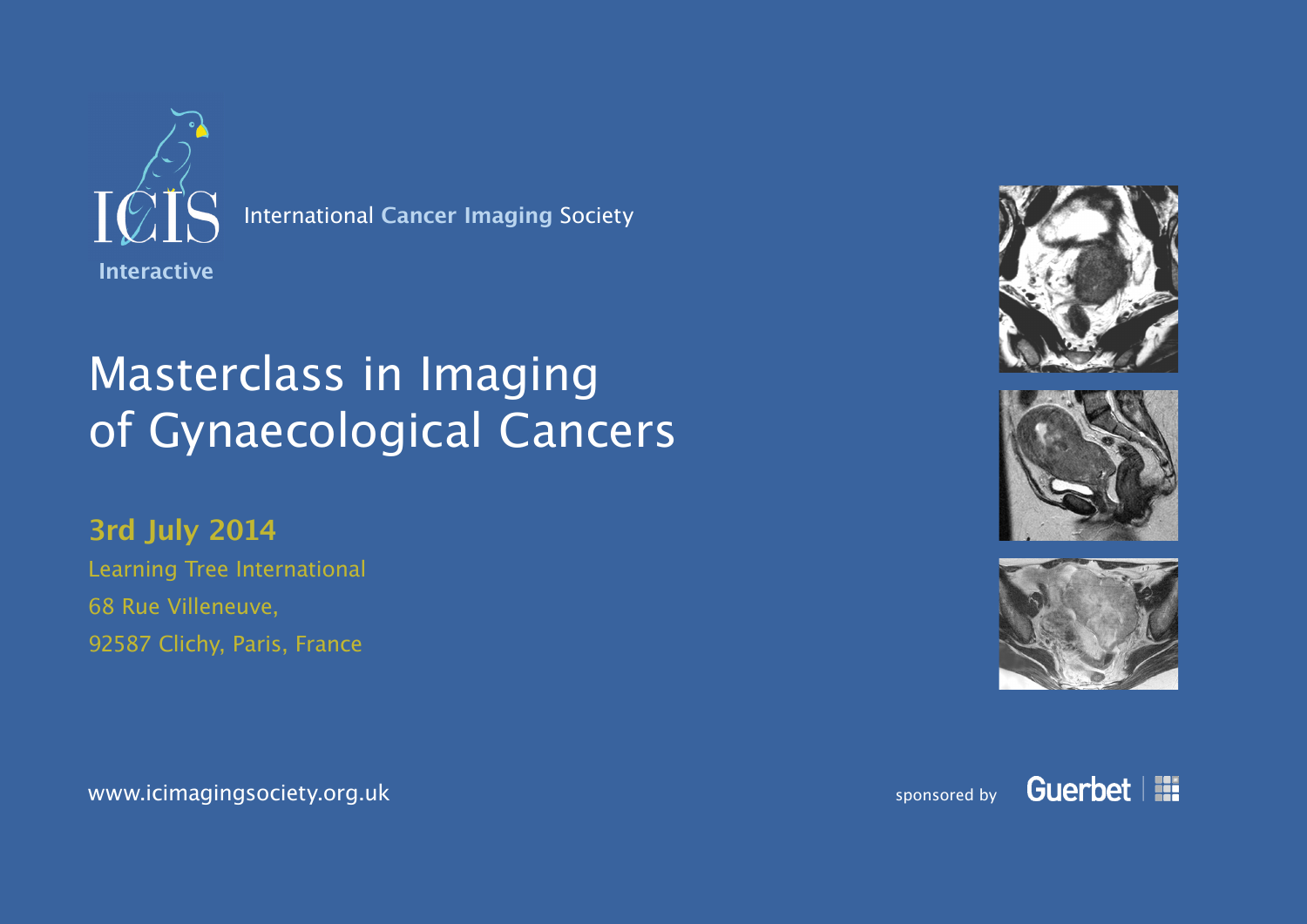ICIS

International Cancer Imaging Society

Interactive

# Masterclass in Imaging of Gynaecological Cancers

**3rd July 2014**

Learning Tree International
68 Rue Villeneuve,
92587 Clichy, Paris, France

www.icimagingsociety.org.uk

sponsored by Guerbet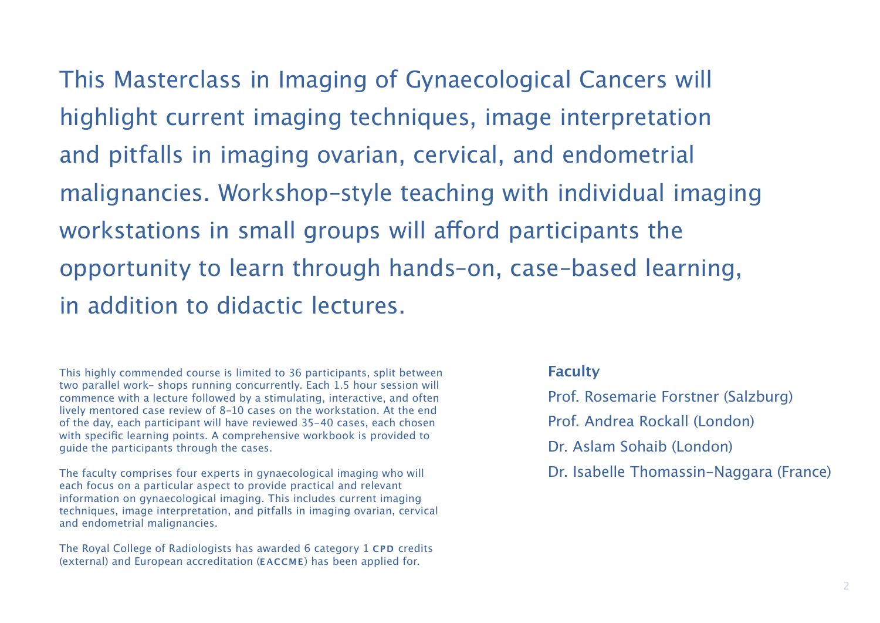This Masterclass in Imaging of Gynaecological Cancers will highlight current imaging techniques, image interpretation and pitfalls in imaging ovarian, cervical, and endometrial malignancies. Workshop-style teaching with individual imaging workstations in small groups will afford participants the opportunity to learn through hands-on, case-based learning, in addition to didactic lectures.

This highly commended course is limited to 36 participants, split between two parallel work- shops running concurrently. Each 1.5 hour session will commence with a lecture followed by a stimulating, interactive, and often lively mentored case review of 8–10 cases on the workstation. At the end of the day, each participant will have reviewed 35–40 cases, each chosen with specific learning points. A comprehensive workbook is provided to guide the participants through the cases.

The faculty comprises four experts in gynaecological imaging who will each focus on a particular aspect to provide practical and relevant information on gynaecological imaging. This includes current imaging techniques, image interpretation, and pitfalls in imaging ovarian, cervical and endometrial malignancies.

The Royal College of Radiologists has awarded 6 category 1 **CPD** credits (external) and European accreditation (**EACCME**) has been applied for.

**Faculty**

Prof. Rosemarie Forstner (Salzburg)

Prof. Andrea Rockall (London)

Dr. Aslam Sohaib (London)

Dr. Isabelle Thomassin-Naggara (France)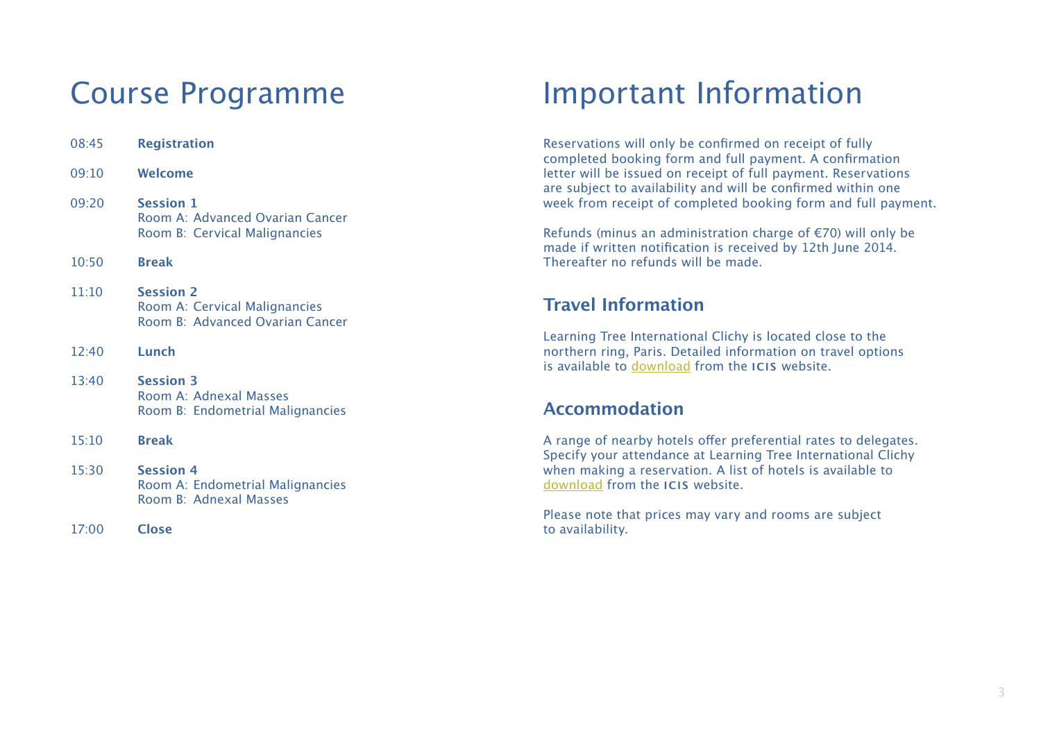# Course Programme

| | |
|---|---|
| 08:45 | **Registration** |
| 09:10 | **Welcome** |
| 09:20 | **Session 1**<br>Room A: Advanced Ovarian Cancer<br>Room B: Cervical Malignancies |
| 10:50 | **Break** |
| 11:10 | **Session 2**<br>Room A: Cervical Malignancies<br>Room B: Advanced Ovarian Cancer |
| 12:40 | **Lunch** |
| 13:40 | **Session 3**<br>Room A: Adnexal Masses<br>Room B: Endometrial Malignancies |
| 15:10 | **Break** |
| 15:30 | **Session 4**<br>Room A: Endometrial Malignancies<br>Room B: Adnexal Masses |
| 17:00 | **Close** |

# Important Information

Reservations will only be confirmed on receipt of fully completed booking form and full payment. A confirmation letter will be issued on receipt of full payment. Reservations are subject to availability and will be confirmed within one week from receipt of completed booking form and full payment.

Refunds (minus an administration charge of €70) will only be made if written notification is received by 12th June 2014. Thereafter no refunds will be made.

## Travel Information

Learning Tree International Clichy is located close to the northern ring, Paris. Detailed information on travel options is available to download from the ICIS website.

## Accommodation

A range of nearby hotels offer preferential rates to delegates. Specify your attendance at Learning Tree International Clichy when making a reservation. A list of hotels is available to download from the ICIS website.

Please note that prices may vary and rooms are subject to availability.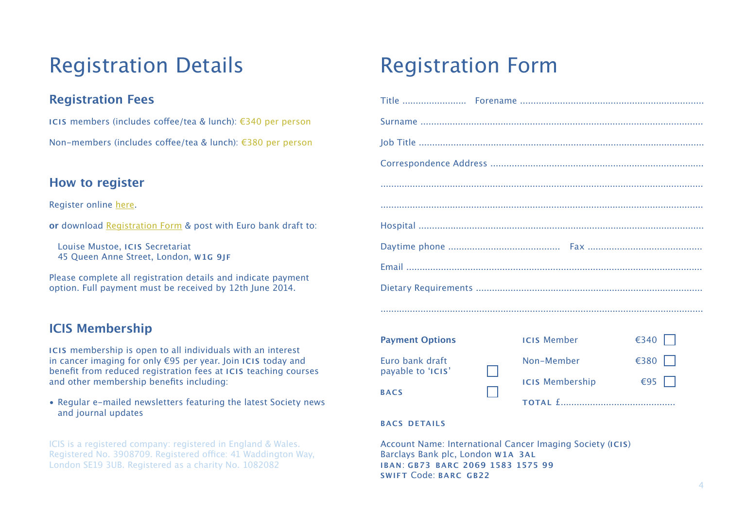# Registration Details

## Registration Fees

ICIS members (includes coffee/tea & lunch): €340 per person

Non-members (includes coffee/tea & lunch): €380 per person

## How to register

Register online here.

**or** download Registration Form & post with Euro bank draft to:

Louise Mustoe, ICIS Secretariat
45 Queen Anne Street, London, W1G 9JF

Please complete all registration details and indicate payment option. Full payment must be received by 12th June 2014.

## ICIS Membership

ICIS membership is open to all individuals with an interest in cancer imaging for only €95 per year. Join ICIS today and benefit from reduced registration fees at ICIS teaching courses and other membership benefits including:

- Regular e-mailed newsletters featuring the latest Society news and journal updates

ICIS is a registered company: registered in England & Wales. Registered No. 3908709. Registered office: 41 Waddington Way, London SE19 3UB. Registered as a charity No. 1082082

# Registration Form

Title ........................ Forename ....................................................................

Surname ........................................................................................................

Job Title ........................................................................................................

Correspondence Address ..............................................................................

.......................................................................................................................

.......................................................................................................................

Hospital ........................................................................................................

Daytime phone .......................................... Fax ..........................................

Email .............................................................................................................

Dietary Requirements ....................................................................................

.......................................................................................................................

**Payment Options**

Euro bank draft payable to 'ICIS' ☐

BACS ☐

ICIS Member €340 ☐

Non-Member €380 ☐

ICIS Membership €95 ☐

TOTAL £..........................................

**BACS DETAILS**

Account Name: International Cancer Imaging Society (ICIS)
Barclays Bank plc, London W1A 3AL
IBAN: GB73 BARC 2069 1583 1575 99
SWIFT Code: BARC GB22